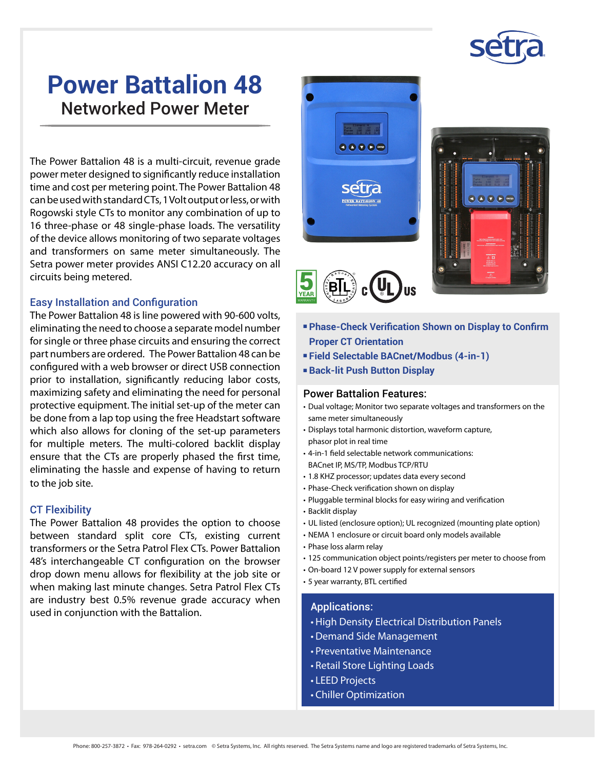# Power Battalion 48

## Networked Power Meter

The Power Battalion 48 is a multi-circuit, revenue grade power meter designed to significantly reduce installation time and cost per metering point. The Power Battalion 48 can be used with standard CTs, 1 Volt output or less, or with Rogowski style CTs to monitor any combination of up to 16 three-phase or 48 single-phase loads. The versatility of the device allows monitoring of two separate voltages and transformers on same meter simultaneously. The Setra power meter provides ANSI C12.20 accuracy on all circuits being metered.

### Easy Installation and Configuration

The Power Battalion 48 is line powered with 90-600 volts, eliminating the need to choose a separate model number for single or three phase circuits and ensuring the correct part numbers are ordered. The Power Battalion 48 can be configured with a web browser or direct USB connection prior to installation, significantly reducing labor costs, maximizing safety and eliminating the need for personal protective equipment. The initial set-up of the meter can be done from a lap top using the free Headstart software which also allows for cloning of the set-up parameters for multiple meters. The multi-colored backlit display ensure that the CTs are properly phased the first time, eliminating the hassle and expense of having to return to the job site.

### CT Flexibility

The Power Battalion 48 provides the option to choose between standard split core CTs, existing current transformers or the Setra Patrol Flex CTs. Power Battalion 48's interchangeable CT configuration on the browser drop down menu allows for flexibility at the job site or when making last minute changes. Setra Patrol Flex CTs are industry best 0.5% revenue grade accuracy when used in conjunction with the Battalion.

- **Phase-Check Verification Shown on Display to Confirm Proper CT Orientation**
- **Field Selectable BACnet/Modbus (4-in-1)**
- **Back-lit Push Button Display**

### Power Battalion Features:

- Dual voltage; Monitor two separate voltages and transformers on the same meter simultaneously
- Displays total harmonic distortion, waveform capture, phasor plot in real time
- 4-in-1 field selectable network communications: BACnet IP, MS/TP, Modbus TCP/RTU
- 1.8 KHZ processor; updates data every second
- Phase-Check verification shown on display
- Pluggable terminal blocks for easy wiring and verification
- Backlit display
- UL listed (enclosure option); UL recognized (mounting plate option)
- NEMA 1 enclosure or circuit board only models available
- Phase loss alarm relay
- 125 communication object points/registers per meter to choose from
- On-board 12 V power supply for external sensors
- 5 year warranty, BTL certified

### Applications:

- High Density Electrical Distribution Panels
- Demand Side Management
- Preventative Maintenance
- Retail Store Lighting Loads
- LEED Projects
- Chiller Optimization

Phone: 800-257-3872 • Fax: 978-264-0292 • setra.com © Setra Systems, Inc. All rights reserved. The Setra Systems name and logo are registered trademarks of Setra Systems, Inc.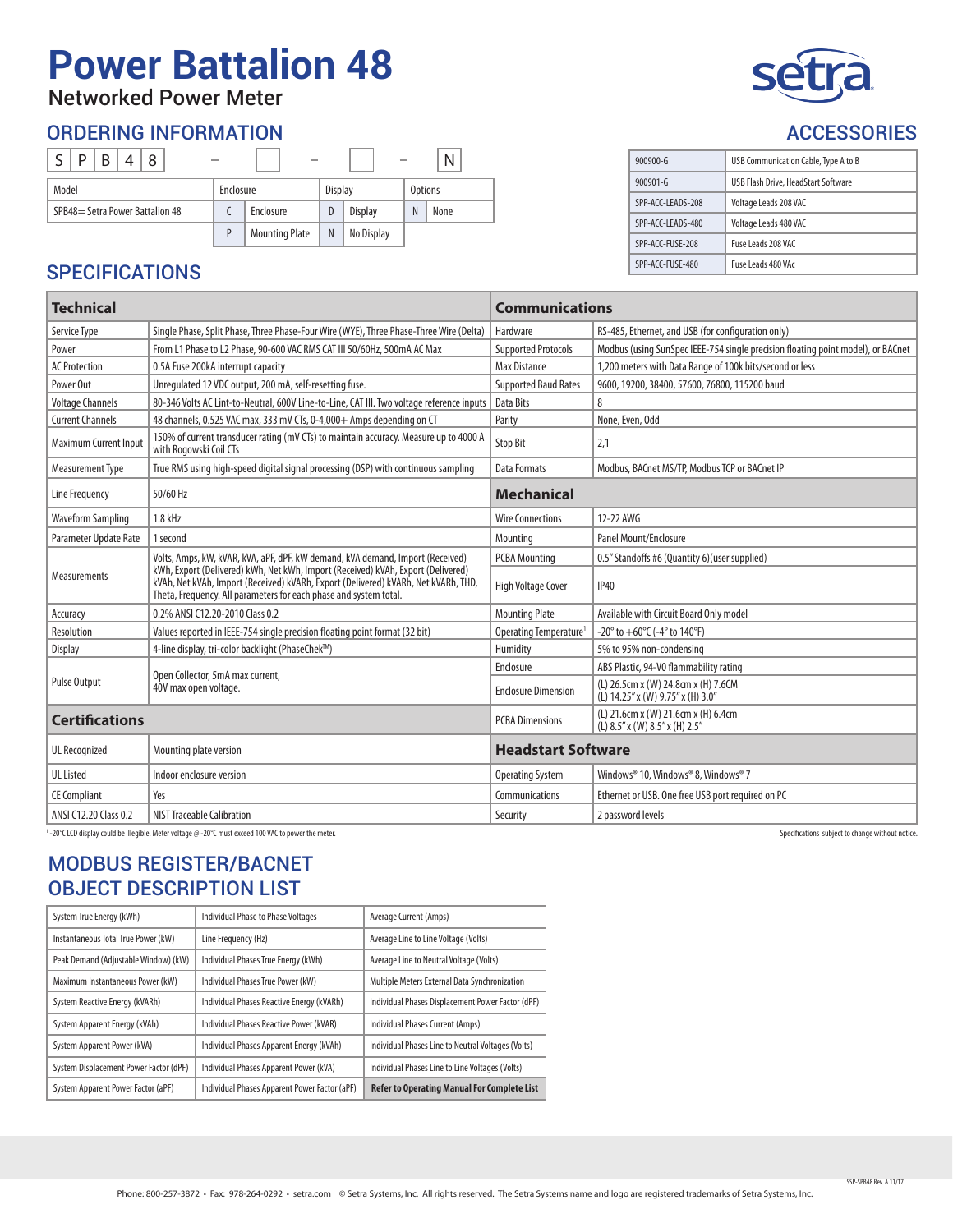# Power Battalion 48

Networked Power Meter

## ORDERING INFORMATION

| S | P | B | 4 | 8 | – | | – | | – | N |
|---|---|---|---|---|---|---|---|---|---|---|

| Model | Enclosure | | Display | | Options | |
|---|---|---|---|---|---|---|
| SPB48= Setra Power Battalion 48 | C | Enclosure | D | Display | N | None |
| | P | Mounting Plate | N | No Display | | |

## ACCESSORIES

| | |
|---|---|
| 900900-G | USB Communication Cable, Type A to B |
| 900901-G | USB Flash Drive, HeadStart Software |
| SPP-ACC-LEADS-208 | Voltage Leads 208 VAC |
| SPP-ACC-LEADS-480 | Voltage Leads 480 VAC |
| SPP-ACC-FUSE-208 | Fuse Leads 208 VAC |
| SPP-ACC-FUSE-480 | Fuse Leads 480 VAc |

## SPECIFICATIONS

| **Technical** | | **Communications** | |
|---|---|---|---|
| Service Type | Single Phase, Split Phase, Three Phase-Four Wire (WYE), Three Phase-Three Wire (Delta) | Hardware | RS-485, Ethernet, and USB (for configuration only) |
| Power | From L1 Phase to L2 Phase, 90-600 VAC RMS CAT III 50/60Hz, 500mA AC Max | Supported Protocols | Modbus (using SunSpec IEEE-754 single precision floating point model), or BACnet |
| AC Protection | 0.5A Fuse 200kA interrupt capacity | Max Distance | 1,200 meters with Data Range of 100k bits/second or less |
| Power Out | Unregulated 12 VDC output, 200 mA, self-resetting fuse. | Supported Baud Rates | 9600, 19200, 38400, 57600, 76800, 115200 baud |
| Voltage Channels | 80-346 Volts AC Lint-to-Neutral, 600V Line-to-Line, CAT III. Two voltage reference inputs | Data Bits | 8 |
| Current Channels | 48 channels, 0.525 VAC max, 333 mV CTs, 0-4,000+ Amps depending on CT | Parity | None, Even, Odd |
| Maximum Current Input | 150% of current transducer rating (mV CTs) to maintain accuracy. Measure up to 4000 A with Rogowski Coil CTs | Stop Bit | 2,1 |
| Measurement Type | True RMS using high-speed digital signal processing (DSP) with continuous sampling | Data Formats | Modbus, BACnet MS/TP, Modbus TCP or BACnet IP |
| Line Frequency | 50/60 Hz | **Mechanical** | |
| Waveform Sampling | 1.8 kHz | Wire Connections | 12-22 AWG |
| Parameter Update Rate | 1 second | Mounting | Panel Mount/Enclosure |
| Measurements | Volts, Amps, kW, kVAR, kVA, aPF, dPF, kW demand, kVA demand, Import (Received) kWh, Export (Delivered) kWh, Net kWh, Import (Received) kVAh, Export (Delivered) kVAh, Net kVAh, Import (Received) kVARh, Export (Delivered) kVARh, Net kVARh, THD, Theta, Frequency. All parameters for each phase and system total. | PCBA Mounting | 0.5" Standoffs #6 (Quantity 6)(user supplied) |
| | | High Voltage Cover | IP40 |
| Accuracy | 0.2% ANSI C12.20-2010 Class 0.2 | Mounting Plate | Available with Circuit Board Only model |
| Resolution | Values reported in IEEE-754 single precision floating point format (32 bit) | Operating Temperature[1] | -20° to +60°C (-4° to 140°F) |
| Display | 4-line display, tri-color backlight (PhaseChek™) | Humidity | 5% to 95% non-condensing |
| Pulse Output | Open Collector, 5mA max current, 40V max open voltage. | Enclosure | ABS Plastic, 94-V0 flammability rating |
| | | Enclosure Dimension | (L) 26.5cm x (W) 24.8cm x (H) 7.6CM (L) 14.25" x (W) 9.75" x (H) 3.0" |
| **Certifications** | | PCBA Dimensions | (L) 21.6cm x (W) 21.6cm x (H) 6.4cm (L) 8.5" x (W) 8.5" x (H) 2.5" |
| UL Recognized | Mounting plate version | **Headstart Software** | |
| UL Listed | Indoor enclosure version | Operating System | Windows® 10, Windows® 8, Windows® 7 |
| CE Compliant | Yes | Communications | Ethernet or USB. One free USB port required on PC |
| ANSI C12.20 Class 0.2 | NIST Traceable Calibration | Security | 2 password levels |

[1] -20°C LCD display could be illegible. Meter voltage @ -20°C must exceed 100 VAC to power the meter.

Specifications subject to change without notice.

## MODBUS REGISTER/BACNET OBJECT DESCRIPTION LIST

| | | |
|---|---|---|
| System True Energy (kWh) | Individual Phase to Phase Voltages | Average Current (Amps) |
| Instantaneous Total True Power (kW) | Line Frequency (Hz) | Average Line to Line Voltage (Volts) |
| Peak Demand (Adjustable Window) (kW) | Individual Phases True Energy (kWh) | Average Line to Neutral Voltage (Volts) |
| Maximum Instantaneous Power (kW) | Individual Phases True Power (kW) | Multiple Meters External Data Synchronization |
| System Reactive Energy (kVARh) | Individual Phases Reactive Energy (kVARh) | Individual Phases Displacement Power Factor (dPF) |
| System Apparent Energy (kVAh) | Individual Phases Reactive Power (kVAR) | Individual Phases Current (Amps) |
| System Apparent Power (kVA) | Individual Phases Apparent Energy (kVAh) | Individual Phases Line to Neutral Voltages (Volts) |
| System Displacement Power Factor (dPF) | Individual Phases Apparent Power (kVA) | Individual Phases Line to Line Voltages (Volts) |
| System Apparent Power Factor (aPF) | Individual Phases Apparent Power Factor (aPF) | **Refer to Operating Manual For Complete List** |

SSP-SPB48 Rev. A 11/17

Phone: 800-257-3872 • Fax: 978-264-0292 • setra.com © Setra Systems, Inc. All rights reserved. The Setra Systems name and logo are registered trademarks of Setra Systems, Inc.